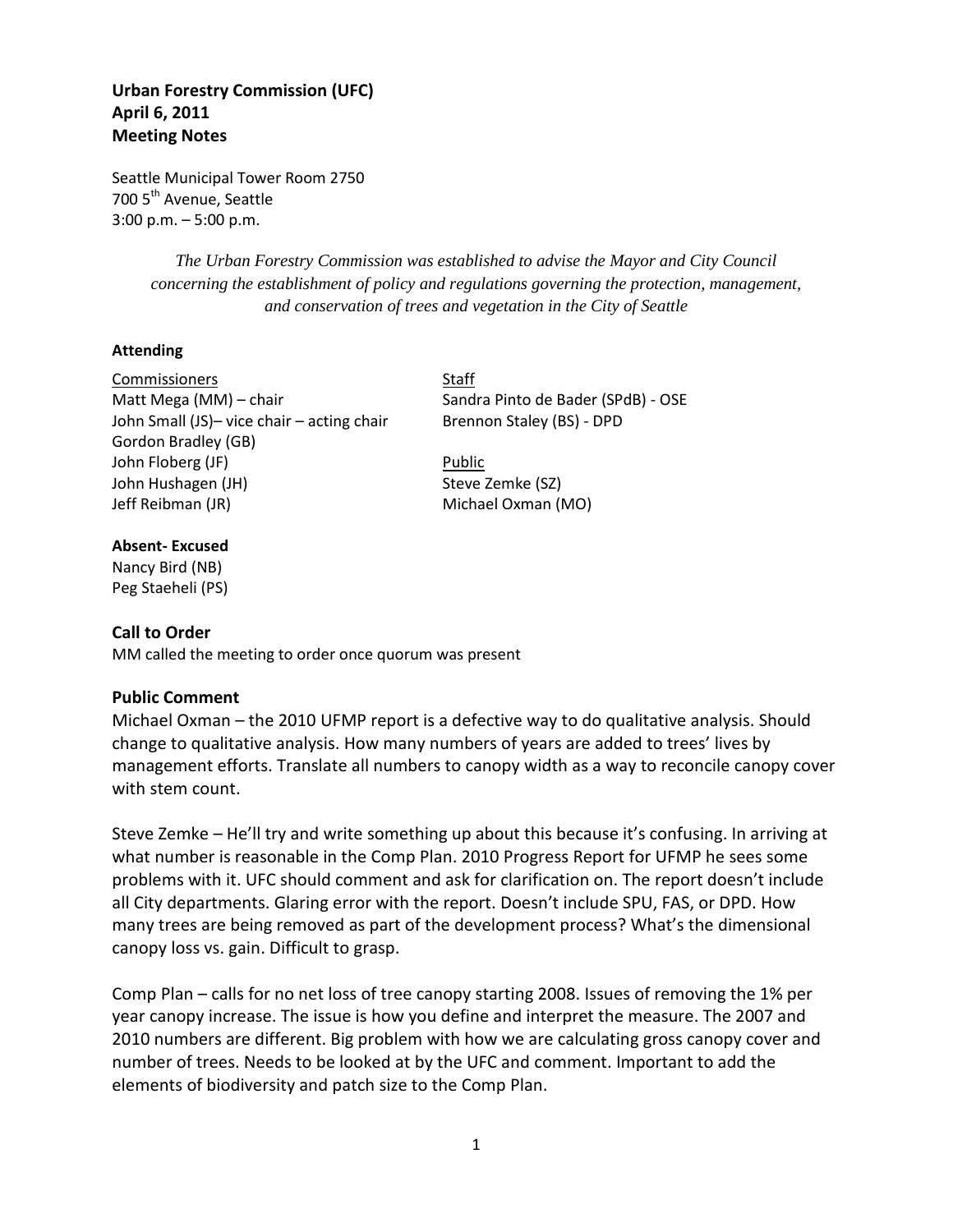**Urban Forestry Commission (UFC)**
**April 6, 2011**
**Meeting Notes**

Seattle Municipal Tower Room 2750
700 5th Avenue, Seattle
3:00 p.m. – 5:00 p.m.

*The Urban Forestry Commission was established to advise the Mayor and City Council concerning the establishment of policy and regulations governing the protection, management, and conservation of trees and vegetation in the City of Seattle*

**Attending**

Commissioners
Matt Mega (MM) – chair
John Small (JS)– vice chair – acting chair
Gordon Bradley (GB)
John Floberg (JF)
John Hushagen (JH)
Jeff Reibman (JR)

Staff
Sandra Pinto de Bader (SPdB) - OSE
Brennon Staley (BS) - DPD

Public
Steve Zemke (SZ)
Michael Oxman (MO)

**Absent- Excused**
Nancy Bird (NB)
Peg Staeheli (PS)

## Call to Order

MM called the meeting to order once quorum was present

## Public Comment

Michael Oxman – the 2010 UFMP report is a defective way to do qualitative analysis. Should change to qualitative analysis. How many numbers of years are added to trees' lives by management efforts. Translate all numbers to canopy width as a way to reconcile canopy cover with stem count.

Steve Zemke – He'll try and write something up about this because it's confusing. In arriving at what number is reasonable in the Comp Plan. 2010 Progress Report for UFMP he sees some problems with it. UFC should comment and ask for clarification on. The report doesn't include all City departments. Glaring error with the report. Doesn't include SPU, FAS, or DPD. How many trees are being removed as part of the development process? What's the dimensional canopy loss vs. gain. Difficult to grasp.

Comp Plan – calls for no net loss of tree canopy starting 2008. Issues of removing the 1% per year canopy increase. The issue is how you define and interpret the measure. The 2007 and 2010 numbers are different. Big problem with how we are calculating gross canopy cover and number of trees. Needs to be looked at by the UFC and comment. Important to add the elements of biodiversity and patch size to the Comp Plan.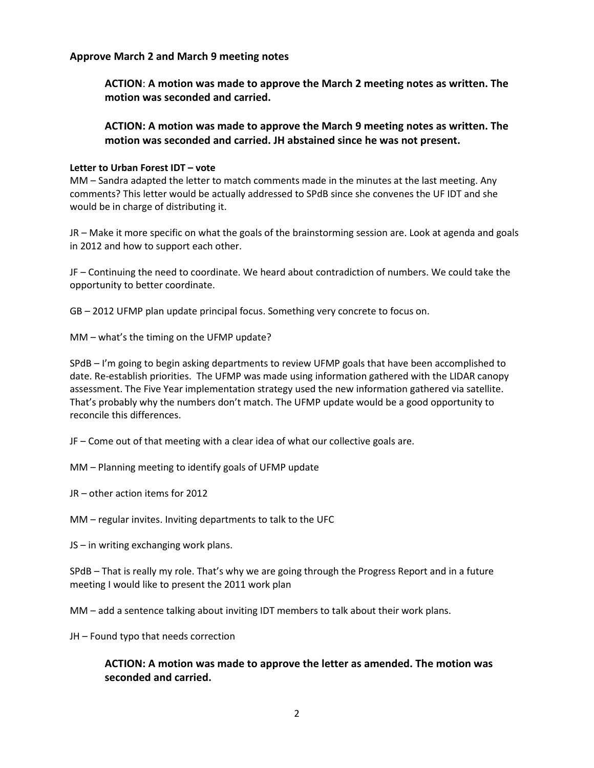**Approve March 2 and March 9 meeting notes**

> **ACTION**: **A motion was made to approve the March 2 meeting notes as written. The motion was seconded and carried.**

> **ACTION: A motion was made to approve the March 9 meeting notes as written. The motion was seconded and carried. JH abstained since he was not present.**

**Letter to Urban Forest IDT – vote**

MM – Sandra adapted the letter to match comments made in the minutes at the last meeting. Any comments? This letter would be actually addressed to SPdB since she convenes the UF IDT and she would be in charge of distributing it.

JR – Make it more specific on what the goals of the brainstorming session are. Look at agenda and goals in 2012 and how to support each other.

JF – Continuing the need to coordinate. We heard about contradiction of numbers. We could take the opportunity to better coordinate.

GB – 2012 UFMP plan update principal focus. Something very concrete to focus on.

MM – what's the timing on the UFMP update?

SPdB – I'm going to begin asking departments to review UFMP goals that have been accomplished to date. Re-establish priorities. The UFMP was made using information gathered with the LIDAR canopy assessment. The Five Year implementation strategy used the new information gathered via satellite. That's probably why the numbers don't match. The UFMP update would be a good opportunity to reconcile this differences.

JF – Come out of that meeting with a clear idea of what our collective goals are.

MM – Planning meeting to identify goals of UFMP update

JR – other action items for 2012

MM – regular invites. Inviting departments to talk to the UFC

JS – in writing exchanging work plans.

SPdB – That is really my role. That's why we are going through the Progress Report and in a future meeting I would like to present the 2011 work plan

MM – add a sentence talking about inviting IDT members to talk about their work plans.

JH – Found typo that needs correction

> **ACTION: A motion was made to approve the letter as amended. The motion was seconded and carried.**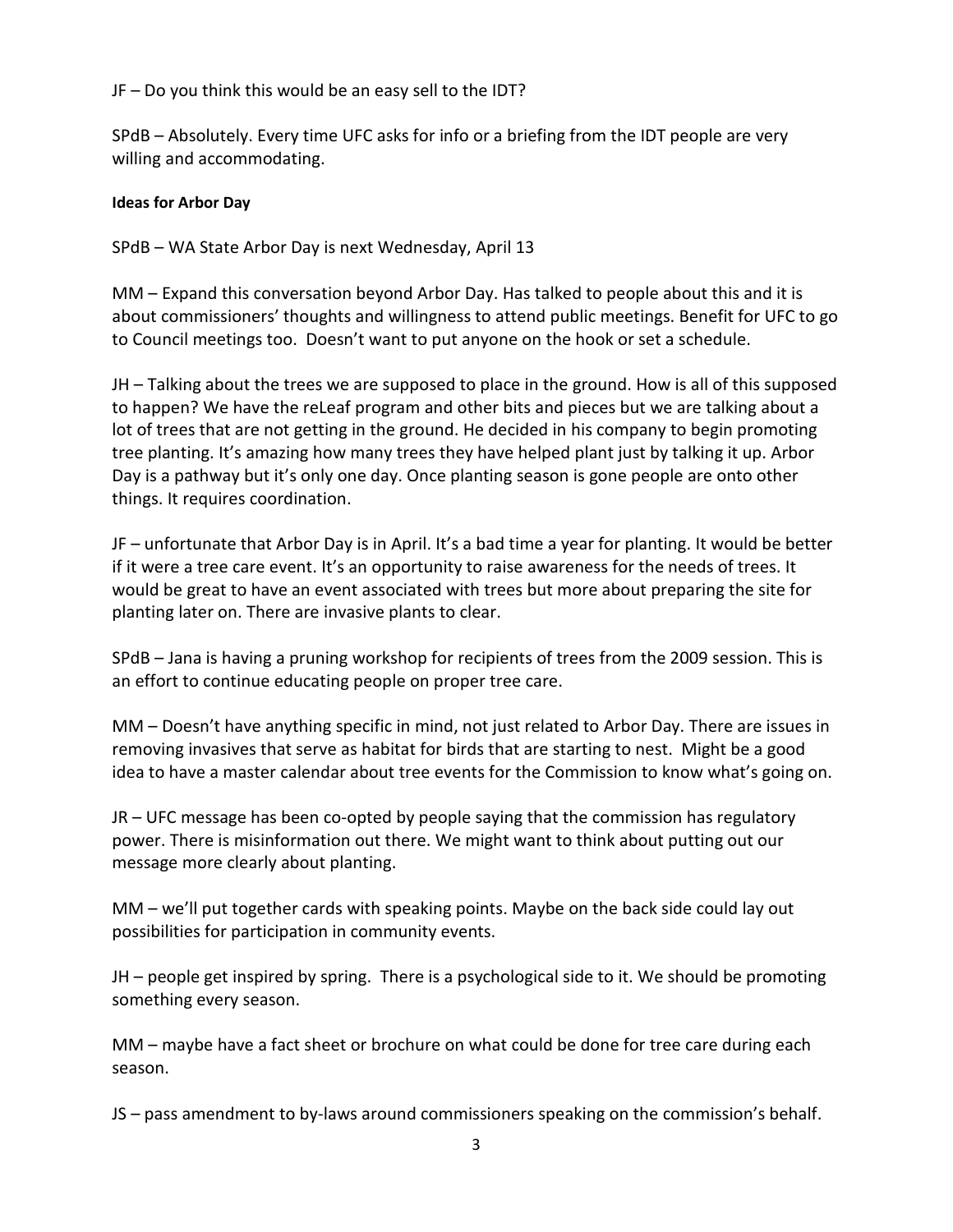JF – Do you think this would be an easy sell to the IDT?

SPdB – Absolutely. Every time UFC asks for info or a briefing from the IDT people are very willing and accommodating.

**Ideas for Arbor Day**

SPdB – WA State Arbor Day is next Wednesday, April 13

MM – Expand this conversation beyond Arbor Day. Has talked to people about this and it is about commissioners' thoughts and willingness to attend public meetings. Benefit for UFC to go to Council meetings too. Doesn't want to put anyone on the hook or set a schedule.

JH – Talking about the trees we are supposed to place in the ground. How is all of this supposed to happen? We have the reLeaf program and other bits and pieces but we are talking about a lot of trees that are not getting in the ground. He decided in his company to begin promoting tree planting. It's amazing how many trees they have helped plant just by talking it up. Arbor Day is a pathway but it's only one day. Once planting season is gone people are onto other things. It requires coordination.

JF – unfortunate that Arbor Day is in April. It's a bad time a year for planting. It would be better if it were a tree care event. It's an opportunity to raise awareness for the needs of trees. It would be great to have an event associated with trees but more about preparing the site for planting later on. There are invasive plants to clear.

SPdB – Jana is having a pruning workshop for recipients of trees from the 2009 session. This is an effort to continue educating people on proper tree care.

MM – Doesn't have anything specific in mind, not just related to Arbor Day. There are issues in removing invasives that serve as habitat for birds that are starting to nest. Might be a good idea to have a master calendar about tree events for the Commission to know what's going on.

JR – UFC message has been co-opted by people saying that the commission has regulatory power. There is misinformation out there. We might want to think about putting out our message more clearly about planting.

MM – we'll put together cards with speaking points. Maybe on the back side could lay out possibilities for participation in community events.

JH – people get inspired by spring. There is a psychological side to it. We should be promoting something every season.

MM – maybe have a fact sheet or brochure on what could be done for tree care during each season.

JS – pass amendment to by-laws around commissioners speaking on the commission's behalf.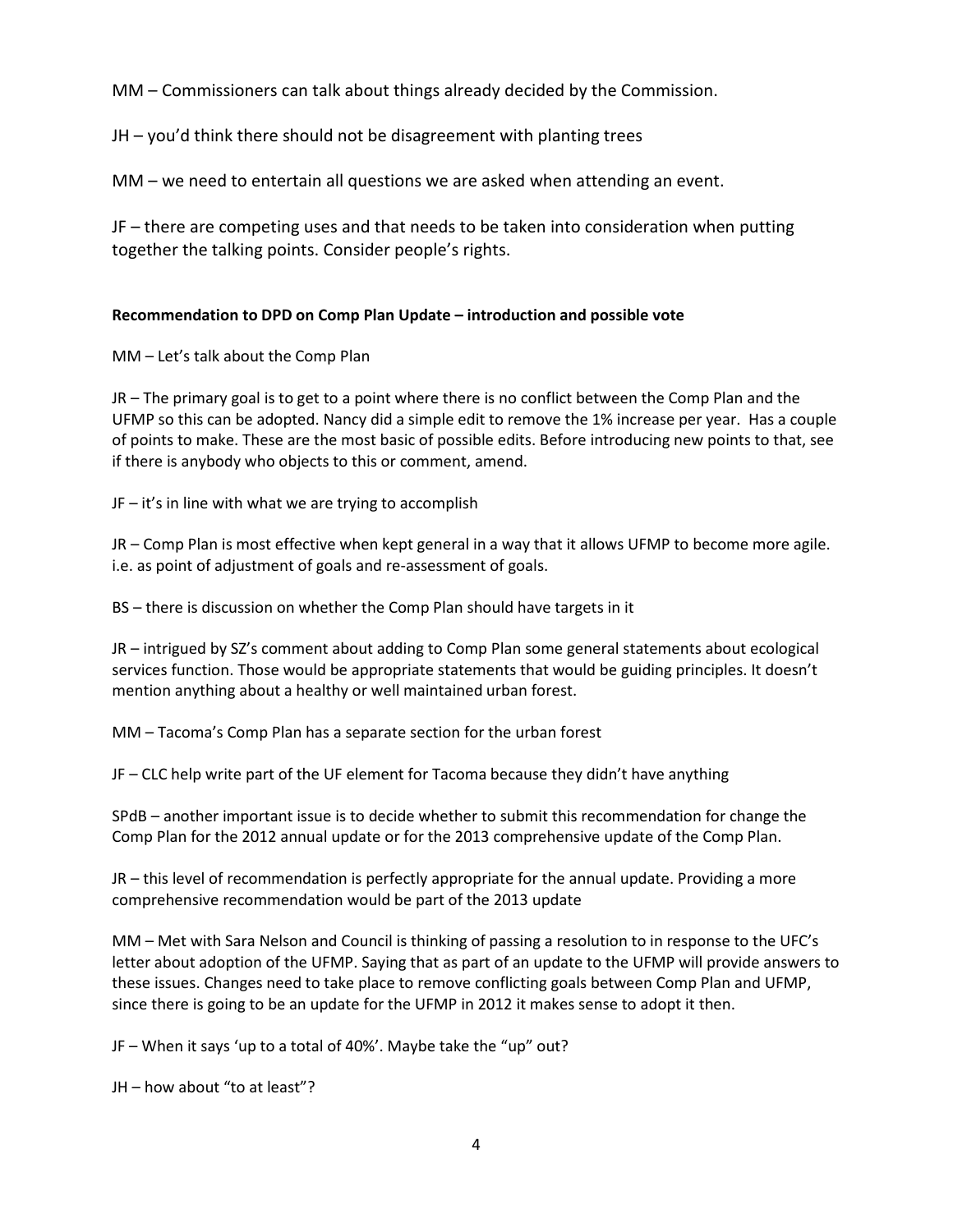MM – Commissioners can talk about things already decided by the Commission.

JH – you'd think there should not be disagreement with planting trees

MM – we need to entertain all questions we are asked when attending an event.

JF – there are competing uses and that needs to be taken into consideration when putting together the talking points. Consider people's rights.

**Recommendation to DPD on Comp Plan Update – introduction and possible vote**

MM – Let's talk about the Comp Plan

JR – The primary goal is to get to a point where there is no conflict between the Comp Plan and the UFMP so this can be adopted. Nancy did a simple edit to remove the 1% increase per year. Has a couple of points to make. These are the most basic of possible edits. Before introducing new points to that, see if there is anybody who objects to this or comment, amend.

JF – it's in line with what we are trying to accomplish

JR – Comp Plan is most effective when kept general in a way that it allows UFMP to become more agile. i.e. as point of adjustment of goals and re-assessment of goals.

BS – there is discussion on whether the Comp Plan should have targets in it

JR – intrigued by SZ's comment about adding to Comp Plan some general statements about ecological services function. Those would be appropriate statements that would be guiding principles. It doesn't mention anything about a healthy or well maintained urban forest.

MM – Tacoma's Comp Plan has a separate section for the urban forest

JF – CLC help write part of the UF element for Tacoma because they didn't have anything

SPdB – another important issue is to decide whether to submit this recommendation for change the Comp Plan for the 2012 annual update or for the 2013 comprehensive update of the Comp Plan.

JR – this level of recommendation is perfectly appropriate for the annual update. Providing a more comprehensive recommendation would be part of the 2013 update

MM – Met with Sara Nelson and Council is thinking of passing a resolution to in response to the UFC's letter about adoption of the UFMP. Saying that as part of an update to the UFMP will provide answers to these issues. Changes need to take place to remove conflicting goals between Comp Plan and UFMP, since there is going to be an update for the UFMP in 2012 it makes sense to adopt it then.

JF – When it says 'up to a total of 40%'. Maybe take the "up" out?

JH – how about "to at least"?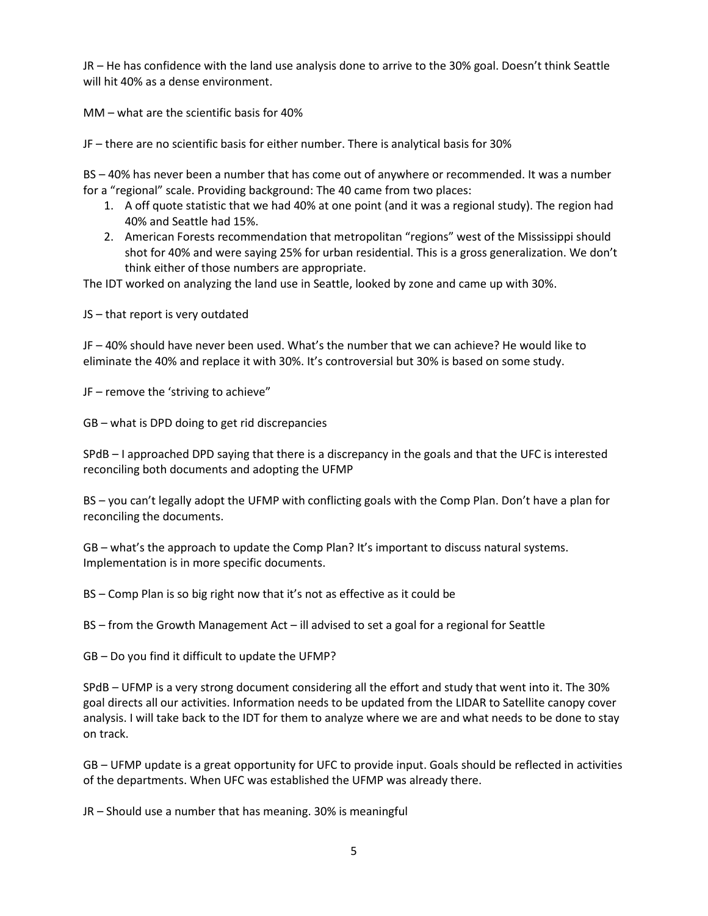JR – He has confidence with the land use analysis done to arrive to the 30% goal. Doesn't think Seattle will hit 40% as a dense environment.

MM – what are the scientific basis for 40%

JF – there are no scientific basis for either number. There is analytical basis for 30%

BS – 40% has never been a number that has come out of anywhere or recommended. It was a number for a "regional" scale. Providing background: The 40 came from two places:

1. A off quote statistic that we had 40% at one point (and it was a regional study). The region had 40% and Seattle had 15%.
2. American Forests recommendation that metropolitan "regions" west of the Mississippi should shot for 40% and were saying 25% for urban residential. This is a gross generalization. We don't think either of those numbers are appropriate.

The IDT worked on analyzing the land use in Seattle, looked by zone and came up with 30%.

JS – that report is very outdated

JF – 40% should have never been used. What's the number that we can achieve? He would like to eliminate the 40% and replace it with 30%. It's controversial but 30% is based on some study.

JF – remove the 'striving to achieve"

GB – what is DPD doing to get rid discrepancies

SPdB – I approached DPD saying that there is a discrepancy in the goals and that the UFC is interested reconciling both documents and adopting the UFMP

BS – you can't legally adopt the UFMP with conflicting goals with the Comp Plan. Don't have a plan for reconciling the documents.

GB – what's the approach to update the Comp Plan? It's important to discuss natural systems. Implementation is in more specific documents.

BS – Comp Plan is so big right now that it's not as effective as it could be

BS – from the Growth Management Act – ill advised to set a goal for a regional for Seattle

GB – Do you find it difficult to update the UFMP?

SPdB – UFMP is a very strong document considering all the effort and study that went into it. The 30% goal directs all our activities. Information needs to be updated from the LIDAR to Satellite canopy cover analysis. I will take back to the IDT for them to analyze where we are and what needs to be done to stay on track.

GB – UFMP update is a great opportunity for UFC to provide input. Goals should be reflected in activities of the departments. When UFC was established the UFMP was already there.

JR – Should use a number that has meaning. 30% is meaningful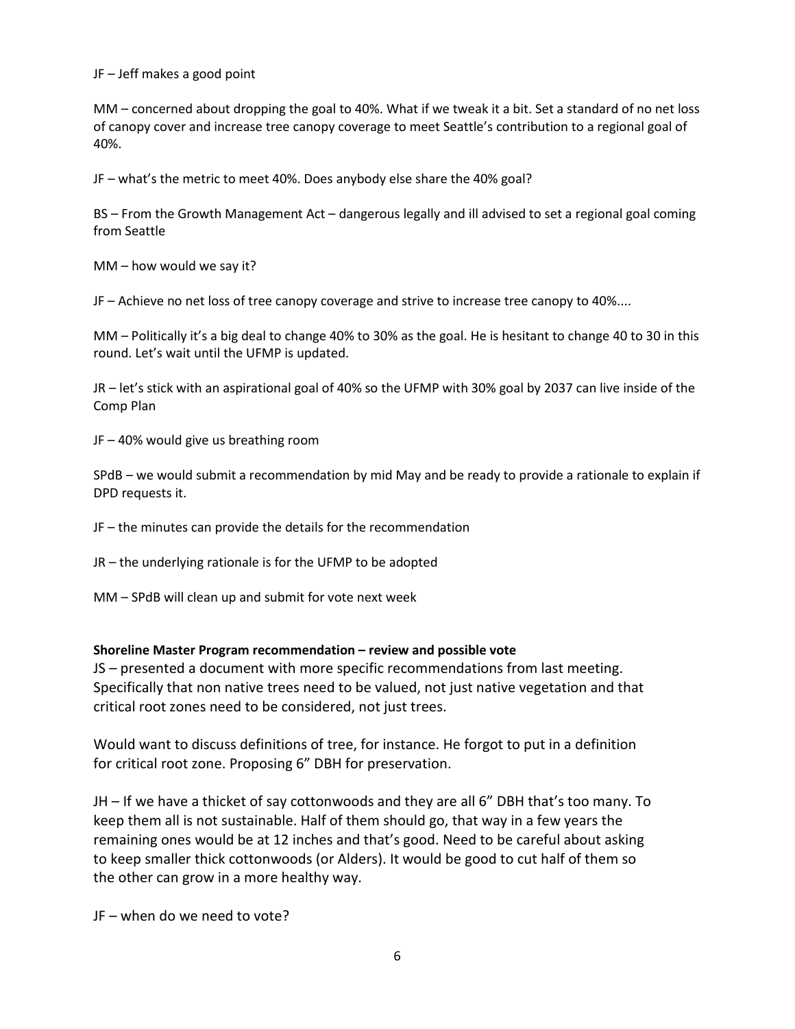JF – Jeff makes a good point

MM – concerned about dropping the goal to 40%. What if we tweak it a bit. Set a standard of no net loss of canopy cover and increase tree canopy coverage to meet Seattle's contribution to a regional goal of 40%.

JF – what's the metric to meet 40%. Does anybody else share the 40% goal?

BS – From the Growth Management Act – dangerous legally and ill advised to set a regional goal coming from Seattle

MM – how would we say it?

JF – Achieve no net loss of tree canopy coverage and strive to increase tree canopy to 40%....

MM – Politically it's a big deal to change 40% to 30% as the goal. He is hesitant to change 40 to 30 in this round. Let's wait until the UFMP is updated.

JR – let's stick with an aspirational goal of 40% so the UFMP with 30% goal by 2037 can live inside of the Comp Plan

JF – 40% would give us breathing room

SPdB – we would submit a recommendation by mid May and be ready to provide a rationale to explain if DPD requests it.

JF – the minutes can provide the details for the recommendation

JR – the underlying rationale is for the UFMP to be adopted

MM – SPdB will clean up and submit for vote next week

**Shoreline Master Program recommendation – review and possible vote**

JS – presented a document with more specific recommendations from last meeting. Specifically that non native trees need to be valued, not just native vegetation and that critical root zones need to be considered, not just trees.

Would want to discuss definitions of tree, for instance. He forgot to put in a definition for critical root zone. Proposing 6" DBH for preservation.

JH – If we have a thicket of say cottonwoods and they are all 6" DBH that's too many. To keep them all is not sustainable. Half of them should go, that way in a few years the remaining ones would be at 12 inches and that's good. Need to be careful about asking to keep smaller thick cottonwoods (or Alders). It would be good to cut half of them so the other can grow in a more healthy way.

JF – when do we need to vote?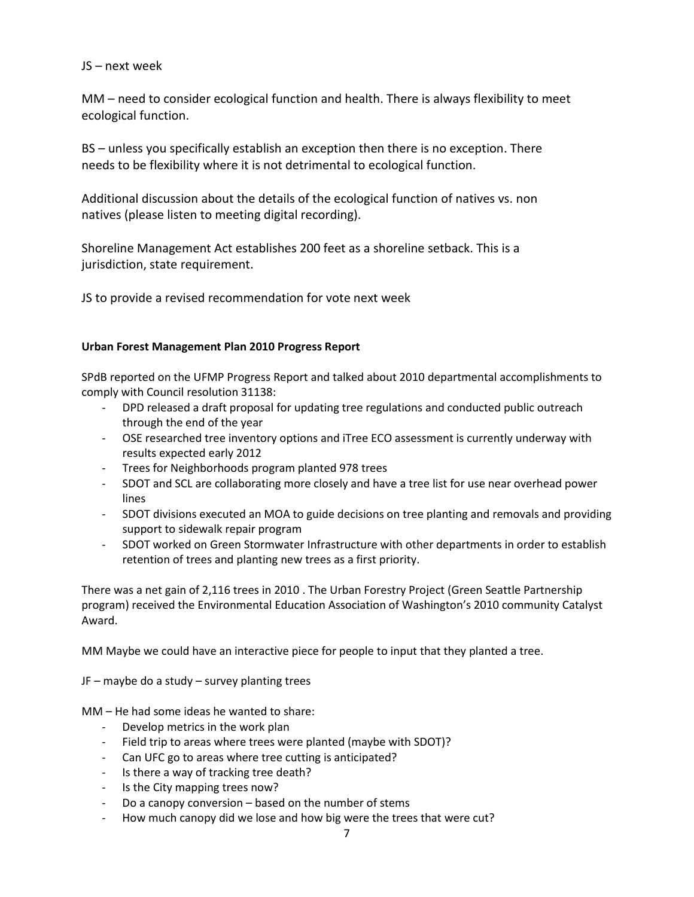JS – next week

MM – need to consider ecological function and health. There is always flexibility to meet ecological function.

BS – unless you specifically establish an exception then there is no exception. There needs to be flexibility where it is not detrimental to ecological function.

Additional discussion about the details of the ecological function of natives vs. non natives (please listen to meeting digital recording).

Shoreline Management Act establishes 200 feet as a shoreline setback. This is a jurisdiction, state requirement.

JS to provide a revised recommendation for vote next week

**Urban Forest Management Plan 2010 Progress Report**

SPdB reported on the UFMP Progress Report and talked about 2010 departmental accomplishments to comply with Council resolution 31138:

- DPD released a draft proposal for updating tree regulations and conducted public outreach through the end of the year
- OSE researched tree inventory options and iTree ECO assessment is currently underway with results expected early 2012
- Trees for Neighborhoods program planted 978 trees
- SDOT and SCL are collaborating more closely and have a tree list for use near overhead power lines
- SDOT divisions executed an MOA to guide decisions on tree planting and removals and providing support to sidewalk repair program
- SDOT worked on Green Stormwater Infrastructure with other departments in order to establish retention of trees and planting new trees as a first priority.

There was a net gain of 2,116 trees in 2010 . The Urban Forestry Project (Green Seattle Partnership program) received the Environmental Education Association of Washington's 2010 community Catalyst Award.

MM Maybe we could have an interactive piece for people to input that they planted a tree.

JF – maybe do a study – survey planting trees

MM – He had some ideas he wanted to share:

- Develop metrics in the work plan
- Field trip to areas where trees were planted (maybe with SDOT)?
- Can UFC go to areas where tree cutting is anticipated?
- Is there a way of tracking tree death?
- Is the City mapping trees now?
- Do a canopy conversion – based on the number of stems
- How much canopy did we lose and how big were the trees that were cut?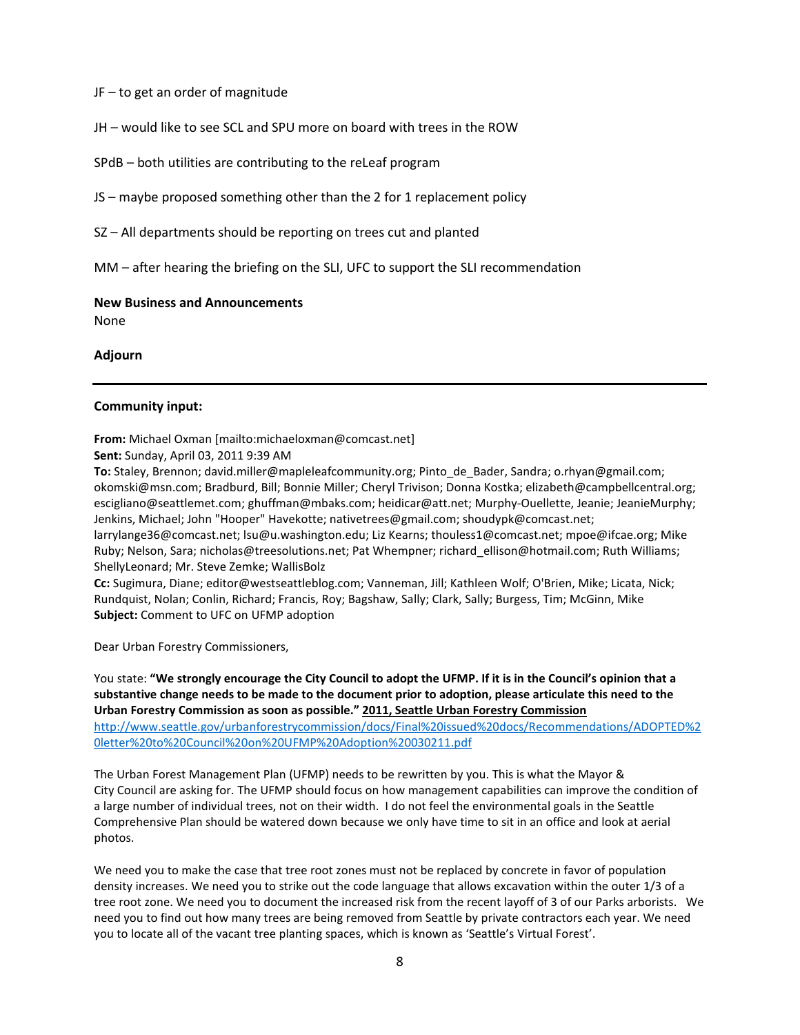JF – to get an order of magnitude

JH – would like to see SCL and SPU more on board with trees in the ROW

SPdB – both utilities are contributing to the reLeaf program

JS – maybe proposed something other than the 2 for 1 replacement policy

SZ – All departments should be reporting on trees cut and planted

MM – after hearing the briefing on the SLI, UFC to support the SLI recommendation

**New Business and Announcements**
None

**Adjourn**

---

**Community input:**

**From:** Michael Oxman [mailto:michaeloxman@comcast.net]
**Sent:** Sunday, April 03, 2011 9:39 AM
**To:** Staley, Brennon; david.miller@mapleleafcommunity.org; Pinto_de_Bader, Sandra; o.rhyan@gmail.com; okomski@msn.com; Bradburd, Bill; Bonnie Miller; Cheryl Trivison; Donna Kostka; elizabeth@campbellcentral.org; escigliano@seattlemet.com; ghuffman@mbaks.com; heidicar@att.net; Murphy-Ouellette, Jeanie; JeanieMurphy; Jenkins, Michael; John "Hooper" Havekotte; nativetrees@gmail.com; shoudypk@comcast.net; larrylange36@comcast.net; lsu@u.washington.edu; Liz Kearns; thouless1@comcast.net; mpoe@ifcae.org; Mike Ruby; Nelson, Sara; nicholas@treesolutions.net; Pat Whempner; richard_ellison@hotmail.com; Ruth Williams; ShellyLeonard; Mr. Steve Zemke; WallisBolz
**Cc:** Sugimura, Diane; editor@westseattleblog.com; Vanneman, Jill; Kathleen Wolf; O'Brien, Mike; Licata, Nick; Rundquist, Nolan; Conlin, Richard; Francis, Roy; Bagshaw, Sally; Clark, Sally; Burgess, Tim; McGinn, Mike
**Subject:** Comment to UFC on UFMP adoption

Dear Urban Forestry Commissioners,

You state: **"We strongly encourage the City Council to adopt the UFMP. If it is in the Council's opinion that a substantive change needs to be made to the document prior to adoption, please articulate this need to the Urban Forestry Commission as soon as possible." 2011, Seattle Urban Forestry Commission**
http://www.seattle.gov/urbanforestrycommission/docs/Final%20issued%20docs/Recommendations/ADOPTED%20letter%20to%20Council%20on%20UFMP%20Adoption%20030211.pdf

The Urban Forest Management Plan (UFMP) needs to be rewritten by you. This is what the Mayor & City Council are asking for. The UFMP should focus on how management capabilities can improve the condition of a large number of individual trees, not on their width. I do not feel the environmental goals in the Seattle Comprehensive Plan should be watered down because we only have time to sit in an office and look at aerial photos.

We need you to make the case that tree root zones must not be replaced by concrete in favor of population density increases. We need you to strike out the code language that allows excavation within the outer 1/3 of a tree root zone. We need you to document the increased risk from the recent layoff of 3 of our Parks arborists. We need you to find out how many trees are being removed from Seattle by private contractors each year. We need you to locate all of the vacant tree planting spaces, which is known as 'Seattle's Virtual Forest'.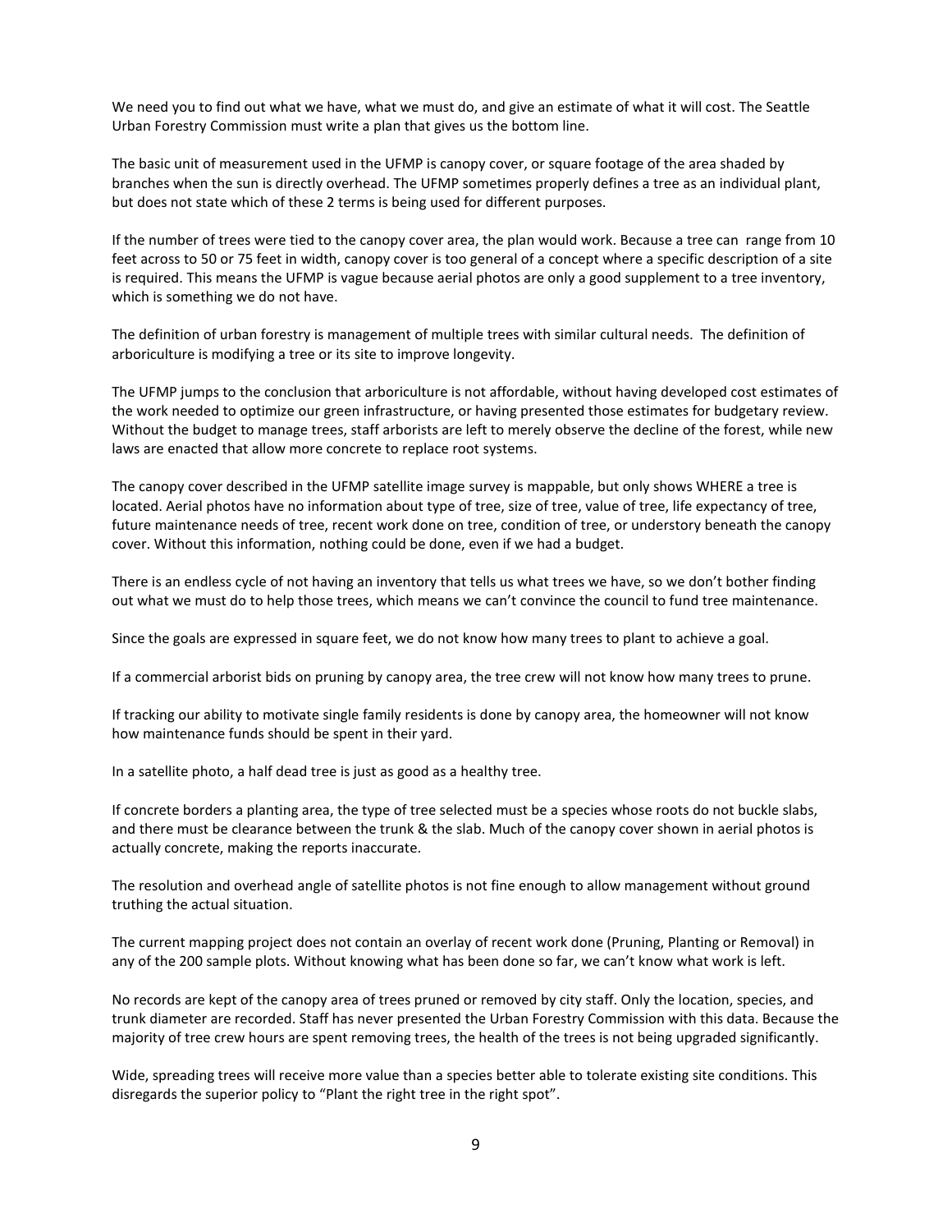We need you to find out what we have, what we must do, and give an estimate of what it will cost. The Seattle Urban Forestry Commission must write a plan that gives us the bottom line.

The basic unit of measurement used in the UFMP is canopy cover, or square footage of the area shaded by branches when the sun is directly overhead. The UFMP sometimes properly defines a tree as an individual plant, but does not state which of these 2 terms is being used for different purposes.

If the number of trees were tied to the canopy cover area, the plan would work. Because a tree can range from 10 feet across to 50 or 75 feet in width, canopy cover is too general of a concept where a specific description of a site is required. This means the UFMP is vague because aerial photos are only a good supplement to a tree inventory, which is something we do not have.

The definition of urban forestry is management of multiple trees with similar cultural needs. The definition of arboriculture is modifying a tree or its site to improve longevity.

The UFMP jumps to the conclusion that arboriculture is not affordable, without having developed cost estimates of the work needed to optimize our green infrastructure, or having presented those estimates for budgetary review. Without the budget to manage trees, staff arborists are left to merely observe the decline of the forest, while new laws are enacted that allow more concrete to replace root systems.

The canopy cover described in the UFMP satellite image survey is mappable, but only shows WHERE a tree is located. Aerial photos have no information about type of tree, size of tree, value of tree, life expectancy of tree, future maintenance needs of tree, recent work done on tree, condition of tree, or understory beneath the canopy cover. Without this information, nothing could be done, even if we had a budget.

There is an endless cycle of not having an inventory that tells us what trees we have, so we don't bother finding out what we must do to help those trees, which means we can't convince the council to fund tree maintenance.

Since the goals are expressed in square feet, we do not know how many trees to plant to achieve a goal.

If a commercial arborist bids on pruning by canopy area, the tree crew will not know how many trees to prune.

If tracking our ability to motivate single family residents is done by canopy area, the homeowner will not know how maintenance funds should be spent in their yard.

In a satellite photo, a half dead tree is just as good as a healthy tree.

If concrete borders a planting area, the type of tree selected must be a species whose roots do not buckle slabs, and there must be clearance between the trunk & the slab. Much of the canopy cover shown in aerial photos is actually concrete, making the reports inaccurate.

The resolution and overhead angle of satellite photos is not fine enough to allow management without ground truthing the actual situation.

The current mapping project does not contain an overlay of recent work done (Pruning, Planting or Removal) in any of the 200 sample plots. Without knowing what has been done so far, we can't know what work is left.

No records are kept of the canopy area of trees pruned or removed by city staff. Only the location, species, and trunk diameter are recorded. Staff has never presented the Urban Forestry Commission with this data. Because the majority of tree crew hours are spent removing trees, the health of the trees is not being upgraded significantly.

Wide, spreading trees will receive more value than a species better able to tolerate existing site conditions. This disregards the superior policy to "Plant the right tree in the right spot".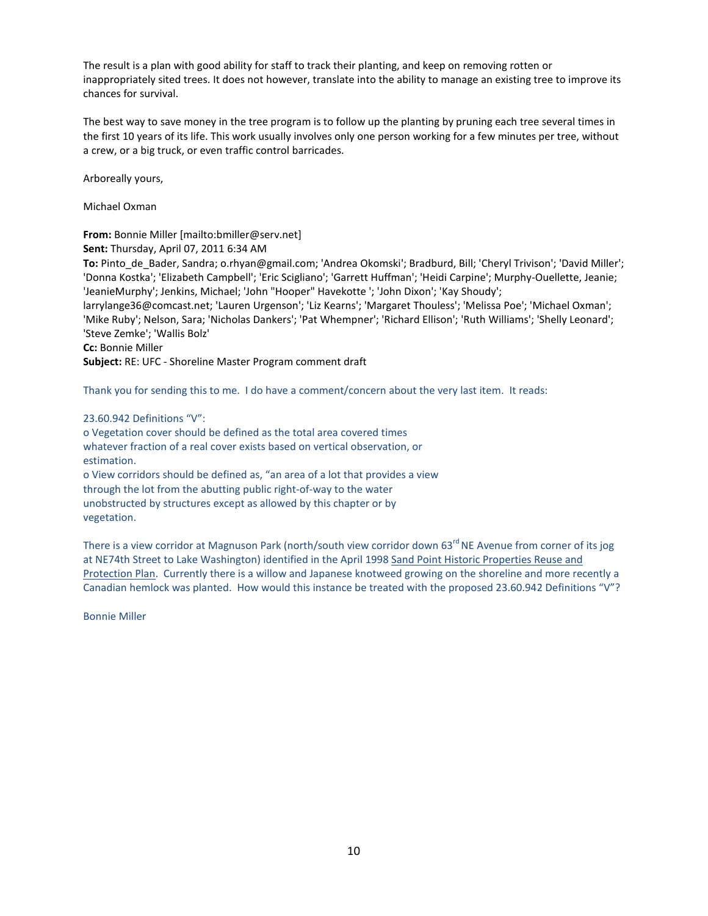The result is a plan with good ability for staff to track their planting, and keep on removing rotten or inappropriately sited trees. It does not however, translate into the ability to manage an existing tree to improve its chances for survival.

The best way to save money in the tree program is to follow up the planting by pruning each tree several times in the first 10 years of its life. This work usually involves only one person working for a few minutes per tree, without a crew, or a big truck, or even traffic control barricades.

Arboreally yours,

Michael Oxman

**From:** Bonnie Miller [mailto:bmiller@serv.net]
**Sent:** Thursday, April 07, 2011 6:34 AM
**To:** Pinto_de_Bader, Sandra; o.rhyan@gmail.com; 'Andrea Okomski'; Bradburd, Bill; 'Cheryl Trivison'; 'David Miller'; 'Donna Kostka'; 'Elizabeth Campbell'; 'Eric Scigliano'; 'Garrett Huffman'; 'Heidi Carpine'; Murphy-Ouellette, Jeanie; 'JeanieMurphy'; Jenkins, Michael; 'John "Hooper" Havekotte '; 'John Dixon'; 'Kay Shoudy'; larrylange36@comcast.net; 'Lauren Urgenson'; 'Liz Kearns'; 'Margaret Thouless'; 'Melissa Poe'; 'Michael Oxman'; 'Mike Ruby'; Nelson, Sara; 'Nicholas Dankers'; 'Pat Whempner'; 'Richard Ellison'; 'Ruth Williams'; 'Shelly Leonard'; 'Steve Zemke'; 'Wallis Bolz'
**Cc:** Bonnie Miller
**Subject:** RE: UFC - Shoreline Master Program comment draft

Thank you for sending this to me. I do have a comment/concern about the very last item. It reads:

23.60.942 Definitions "V":
o Vegetation cover should be defined as the total area covered times whatever fraction of a real cover exists based on vertical observation, or estimation.
o View corridors should be defined as, "an area of a lot that provides a view through the lot from the abutting public right-of-way to the water unobstructed by structures except as allowed by this chapter or by vegetation.

There is a view corridor at Magnuson Park (north/south view corridor down 63rd NE Avenue from corner of its jog at NE74th Street to Lake Washington) identified in the April 1998 Sand Point Historic Properties Reuse and Protection Plan. Currently there is a willow and Japanese knotweed growing on the shoreline and more recently a Canadian hemlock was planted. How would this instance be treated with the proposed 23.60.942 Definitions "V"?

Bonnie Miller